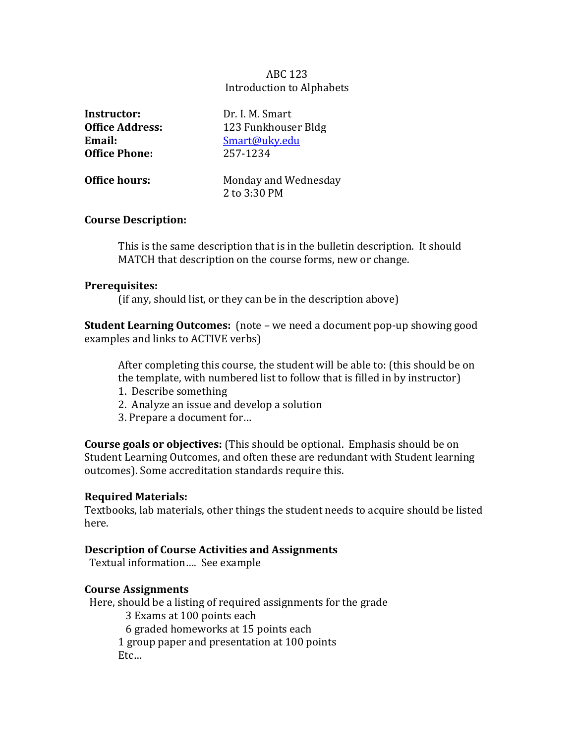ABC 123  
Introduction to Alphabets

**Instructor:** Dr. I. M. Smart  
**Office Address:** 123 Funkhouser Bldg  
**Email:** [Smart@uky.edu](mailto:Smart@uky.edu)  
**Office Phone:** 257-1234

**Office hours:** Monday and Wednesday  
2 to 3:30 PM

**Course Description:**

This is the same description that is in the bulletin description. It should MATCH that description on the course forms, new or change.

**Prerequisites:**

(if any, should list, or they can be in the description above)

**Student Learning Outcomes:** (note – we need a document pop-up showing good examples and links to ACTIVE verbs)

After completing this course, the student will be able to: (this should be on the template, with numbered list to follow that is filled in by instructor)

1. Describe something
2. Analyze an issue and develop a solution
3. Prepare a document for…

**Course goals or objectives:** (This should be optional. Emphasis should be on Student Learning Outcomes, and often these are redundant with Student learning outcomes). Some accreditation standards require this.

**Required Materials:**

Textbooks, lab materials, other things the student needs to acquire should be listed here.

**Description of Course Activities and Assignments**

Textual information…. See example

**Course Assignments**

Here, should be a listing of required assignments for the grade

3 Exams at 100 points each  
6 graded homeworks at 15 points each  
1 group paper and presentation at 100 points  
Etc…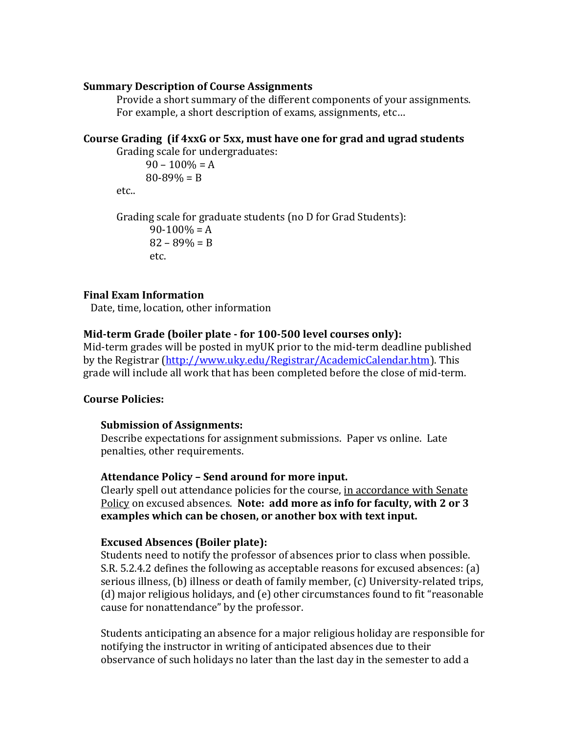**Summary Description of Course Assignments**

Provide a short summary of the different components of your assignments. For example, a short description of exams, assignments, etc…

**Course Grading (if 4xxG or 5xx, must have one for grad and ugrad students**

Grading scale for undergraduates:

90 – 100% = A
80-89% = B

etc..

Grading scale for graduate students (no D for Grad Students):

90-100% = A
82 – 89% = B
etc.

**Final Exam Information**

Date, time, location, other information

**Mid-term Grade (boiler plate - for 100-500 level courses only):**

Mid-term grades will be posted in myUK prior to the mid-term deadline published by the Registrar (http://www.uky.edu/Registrar/AcademicCalendar.htm). This grade will include all work that has been completed before the close of mid-term.

**Course Policies:**

**Submission of Assignments:**

Describe expectations for assignment submissions. Paper vs online. Late penalties, other requirements.

**Attendance Policy – Send around for more input.**

Clearly spell out attendance policies for the course, in accordance with Senate Policy on excused absences. **Note: add more as info for faculty, with 2 or 3 examples which can be chosen, or another box with text input.**

**Excused Absences (Boiler plate):**

Students need to notify the professor of absences prior to class when possible. S.R. 5.2.4.2 defines the following as acceptable reasons for excused absences: (a) serious illness, (b) illness or death of family member, (c) University-related trips, (d) major religious holidays, and (e) other circumstances found to fit "reasonable cause for nonattendance" by the professor.

Students anticipating an absence for a major religious holiday are responsible for notifying the instructor in writing of anticipated absences due to their observance of such holidays no later than the last day in the semester to add a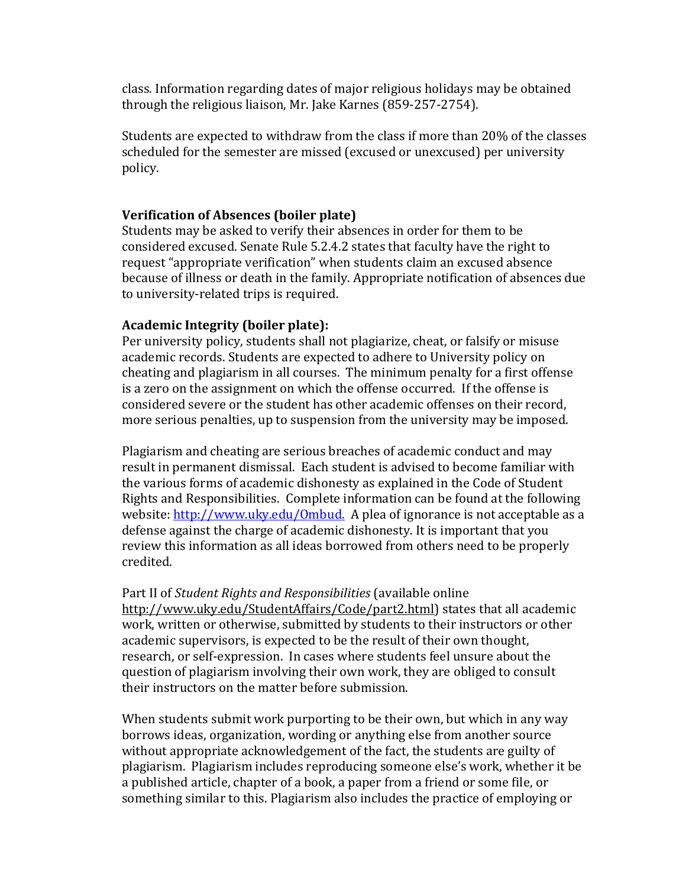class. Information regarding dates of major religious holidays may be obtained through the religious liaison, Mr. Jake Karnes (859-257-2754).

Students are expected to withdraw from the class if more than 20% of the classes scheduled for the semester are missed (excused or unexcused) per university policy.

**Verification of Absences (boiler plate)**

Students may be asked to verify their absences in order for them to be considered excused. Senate Rule 5.2.4.2 states that faculty have the right to request "appropriate verification" when students claim an excused absence because of illness or death in the family. Appropriate notification of absences due to university-related trips is required.

**Academic Integrity (boiler plate):**

Per university policy, students shall not plagiarize, cheat, or falsify or misuse academic records. Students are expected to adhere to University policy on cheating and plagiarism in all courses. The minimum penalty for a first offense is a zero on the assignment on which the offense occurred. If the offense is considered severe or the student has other academic offenses on their record, more serious penalties, up to suspension from the university may be imposed.

Plagiarism and cheating are serious breaches of academic conduct and may result in permanent dismissal. Each student is advised to become familiar with the various forms of academic dishonesty as explained in the Code of Student Rights and Responsibilities. Complete information can be found at the following website: [http://www.uky.edu/Ombud.](http://www.uky.edu/Ombud) A plea of ignorance is not acceptable as a defense against the charge of academic dishonesty. It is important that you review this information as all ideas borrowed from others need to be properly credited.

Part II of *Student Rights and Responsibilities* (available online http://www.uky.edu/StudentAffairs/Code/part2.html) states that all academic work, written or otherwise, submitted by students to their instructors or other academic supervisors, is expected to be the result of their own thought, research, or self-expression. In cases where students feel unsure about the question of plagiarism involving their own work, they are obliged to consult their instructors on the matter before submission.

When students submit work purporting to be their own, but which in any way borrows ideas, organization, wording or anything else from another source without appropriate acknowledgement of the fact, the students are guilty of plagiarism. Plagiarism includes reproducing someone else's work, whether it be a published article, chapter of a book, a paper from a friend or some file, or something similar to this. Plagiarism also includes the practice of employing or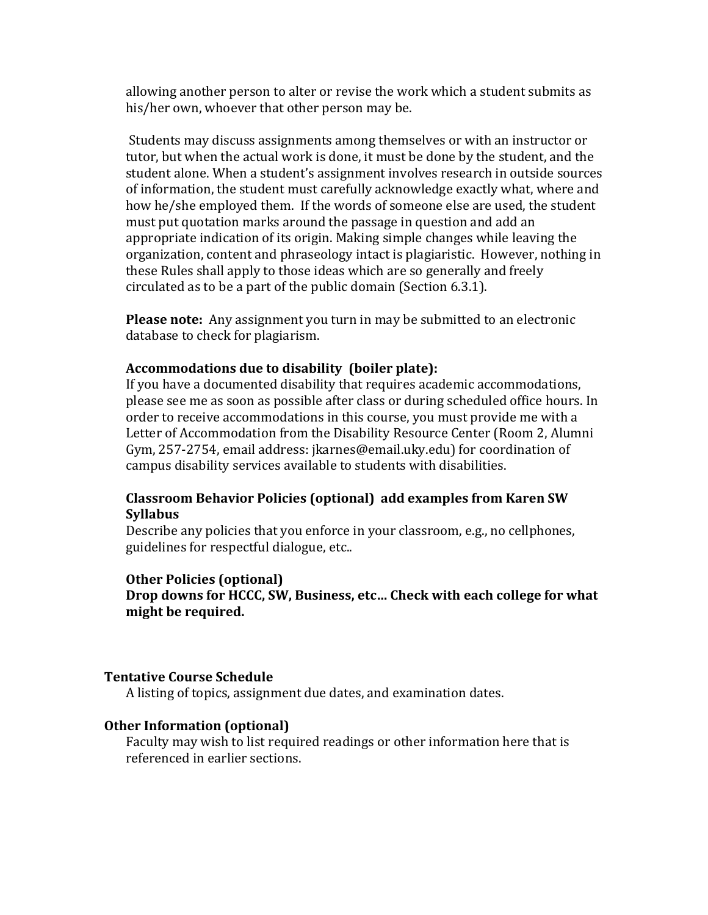allowing another person to alter or revise the work which a student submits as his/her own, whoever that other person may be.

Students may discuss assignments among themselves or with an instructor or tutor, but when the actual work is done, it must be done by the student, and the student alone. When a student's assignment involves research in outside sources of information, the student must carefully acknowledge exactly what, where and how he/she employed them. If the words of someone else are used, the student must put quotation marks around the passage in question and add an appropriate indication of its origin. Making simple changes while leaving the organization, content and phraseology intact is plagiaristic. However, nothing in these Rules shall apply to those ideas which are so generally and freely circulated as to be a part of the public domain (Section 6.3.1).

**Please note:** Any assignment you turn in may be submitted to an electronic database to check for plagiarism.

**Accommodations due to disability (boiler plate):**

If you have a documented disability that requires academic accommodations, please see me as soon as possible after class or during scheduled office hours. In order to receive accommodations in this course, you must provide me with a Letter of Accommodation from the Disability Resource Center (Room 2, Alumni Gym, 257-2754, email address: jkarnes@email.uky.edu) for coordination of campus disability services available to students with disabilities.

**Classroom Behavior Policies (optional) add examples from Karen SW Syllabus**

Describe any policies that you enforce in your classroom, e.g., no cellphones, guidelines for respectful dialogue, etc..

**Other Policies (optional)**

**Drop downs for HCCC, SW, Business, etc… Check with each college for what might be required.**

## Tentative Course Schedule

A listing of topics, assignment due dates, and examination dates.

## Other Information (optional)

Faculty may wish to list required readings or other information here that is referenced in earlier sections.